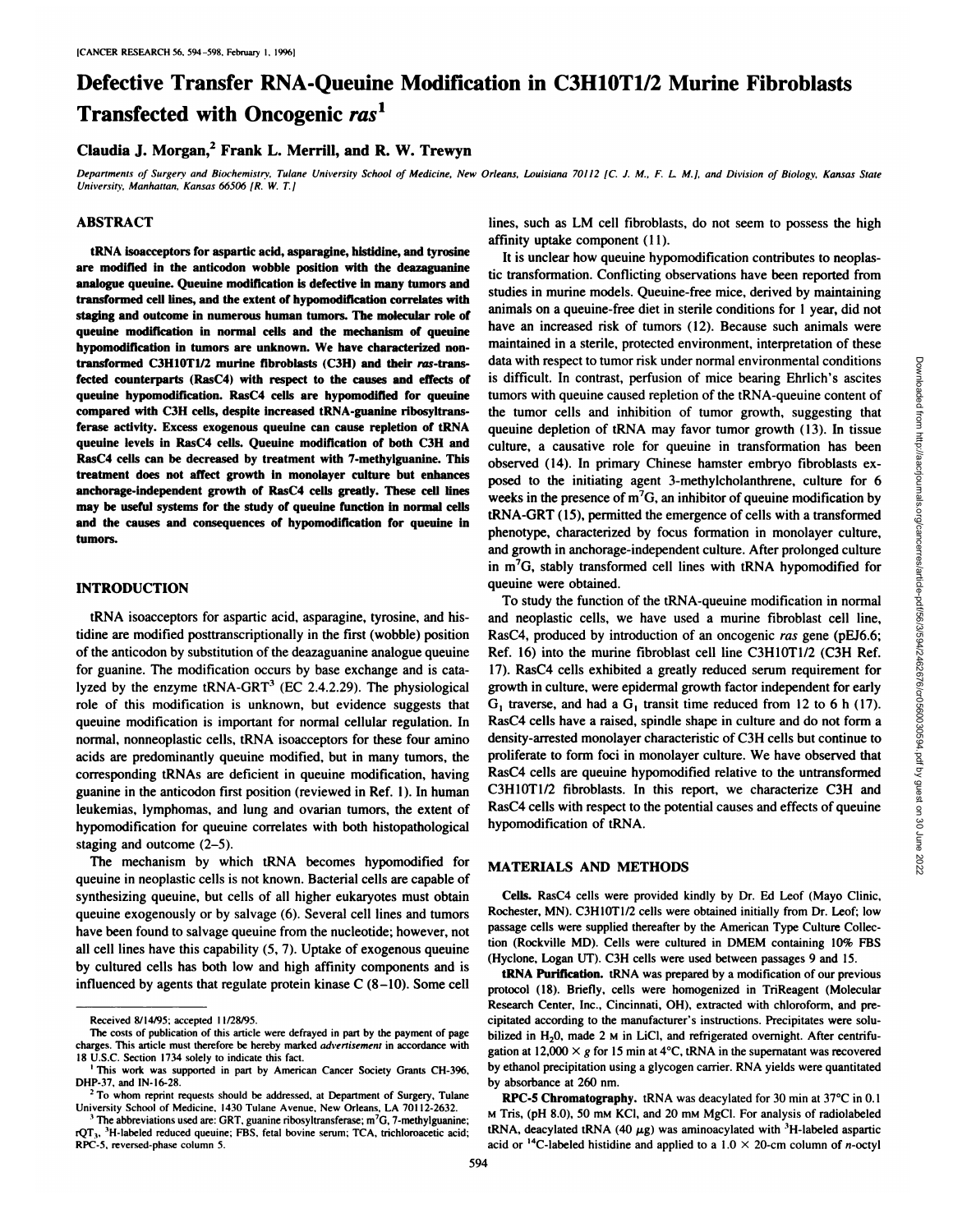# Defective Transfer RNA-Queuine Modification in C3H10T1/2 Murine Fibroblasts Transfected with Oncogenic *ras*[1]

**Claudia J. Morgan,[2] Frank L. Merrill, and R. W. Trewyn**

*Departments of Surgery and Biochemistry, Tulane University School of Medicine, New Orleans, Louisiana 70112 [C. J. M., F. L. M.], and Division of Biology, Kansas State University, Manhattan, Kansas 66506 [R. W. T.]*

## ABSTRACT

tRNA isoacceptors for aspartic acid, asparagine, histidine, and tyrosine are modified in the anticodon wobble position with the deazaguanine analogue queuine. Queuine modification is defective in many tumors and transformed cell lines, and the extent of hypomodification correlates with staging and outcome in numerous human tumors. The molecular role of queuine modification in normal cells and the mechanism of queuine hypomodification in tumors are unknown. We have characterized nontransformed C3H10T1/2 murine fibroblasts (C3H) and their *ras*-transfected counterparts (RasC4) with respect to the causes and effects of queuine hypomodification. RasC4 cells are hypomodified for queuine compared with C3H cells, despite increased tRNA-guanine ribosyltransferase activity. Excess exogenous queuine can cause repletion of tRNA queuine levels in RasC4 cells. Queuine modification of both C3H and RasC4 cells can be decreased by treatment with 7-methylguanine. This treatment does not affect growth in monolayer culture but enhances anchorage-independent growth of RasC4 cells greatly. These cell lines may be useful systems for the study of queuine function in normal cells and the causes and consequences of hypomodification for queuine in tumors.

## INTRODUCTION

tRNA isoacceptors for aspartic acid, asparagine, tyrosine, and histidine are modified posttranscriptionally in the first (wobble) position of the anticodon by substitution of the deazaguanine analogue queuine for guanine. The modification occurs by base exchange and is catalyzed by the enzyme tRNA-GRT[3] (EC 2.4.2.29). The physiological role of this modification is unknown, but evidence suggests that queuine modification is important for normal cellular regulation. In normal, nonneoplastic cells, tRNA isoacceptors for these four amino acids are predominantly queuine modified, but in many tumors, the corresponding tRNAs are deficient in queuine modification, having guanine in the anticodon first position (reviewed in Ref. 1). In human leukemias, lymphomas, and lung and ovarian tumors, the extent of hypomodification for queuine correlates with both histopathological staging and outcome (2–5).

The mechanism by which tRNA becomes hypomodified for queuine in neoplastic cells is not known. Bacterial cells are capable of synthesizing queuine, but cells of all higher eukaryotes must obtain queuine exogenously or by salvage (6). Several cell lines and tumors have been found to salvage queuine from the nucleotide; however, not all cell lines have this capability (5, 7). Uptake of exogenous queuine by cultured cells has both low and high affinity components and is influenced by agents that regulate protein kinase C (8–10). Some cell lines, such as LM cell fibroblasts, do not seem to possess the high affinity uptake component (11).

It is unclear how queuine hypomodification contributes to neoplastic transformation. Conflicting observations have been reported from studies in murine models. Queuine-free mice, derived by maintaining animals on a queuine-free diet in sterile conditions for 1 year, did not have an increased risk of tumors (12). Because such animals were maintained in a sterile, protected environment, interpretation of these data with respect to tumor risk under normal environmental conditions is difficult. In contrast, perfusion of mice bearing Ehrlich's ascites tumors with queuine caused repletion of the tRNA-queuine content of the tumor cells and inhibition of tumor growth, suggesting that queuine depletion of tRNA may favor tumor growth (13). In tissue culture, a causative role for queuine in transformation has been observed (14). In primary Chinese hamster embryo fibroblasts exposed to the initiating agent 3-methylcholanthrene, culture for 6 weeks in the presence of $m^7G$, an inhibitor of queuine modification by tRNA-GRT (15), permitted the emergence of cells with a transformed phenotype, characterized by focus formation in monolayer culture, and growth in anchorage-independent culture. After prolonged culture in $m^7G$, stably transformed cell lines with tRNA hypomodified for queuine were obtained.

To study the function of the tRNA-queuine modification in normal and neoplastic cells, we have used a murine fibroblast cell line, RasC4, produced by introduction of an oncogenic *ras* gene (pEJ6.6; Ref. 16) into the murine fibroblast cell line C3H10T1/2 (C3H Ref. 17). RasC4 cells exhibited a greatly reduced serum requirement for growth in culture, were epidermal growth factor independent for early $G_1$ traverse, and had a $G_1$ transit time reduced from 12 to 6 h (17). RasC4 cells have a raised, spindle shape in culture and do not form a density-arrested monolayer characteristic of C3H cells but continue to proliferate to form foci in monolayer culture. We have observed that RasC4 cells are queuine hypomodified relative to the untransformed C3H10T1/2 fibroblasts. In this report, we characterize C3H and RasC4 cells with respect to the potential causes and effects of queuine hypomodification of tRNA.

## MATERIALS AND METHODS

**Cells.** RasC4 cells were provided kindly by Dr. Ed Leof (Mayo Clinic, Rochester, MN). C3H10T1/2 cells were obtained initially from Dr. Leof; low passage cells were supplied thereafter by the American Type Culture Collection (Rockville MD). Cells were cultured in DMEM containing 10% FBS (Hyclone, Logan UT). C3H cells were used between passages 9 and 15.

**tRNA Purification.** tRNA was prepared by a modification of our previous protocol (18). Briefly, cells were homogenized in TriReagent (Molecular Research Center, Inc., Cincinnati, OH), extracted with chloroform, and precipitated according to the manufacturer's instructions. Precipitates were solubilized in $H_2O$, made 2 M in LiCl, and refrigerated overnight. After centrifugation at 12,000 × *g* for 15 min at 4°C, tRNA in the supernatant was recovered by ethanol precipitation using a glycogen carrier. RNA yields were quantitated by absorbance at 260 nm.

**RPC-5 Chromatography.** tRNA was deacylated for 30 min at 37°C in 0.1 M Tris, (pH 8.0), 50 mM KCl, and 20 mM MgCl. For analysis of radiolabeled tRNA, deacylated tRNA (40 μg) was aminoacylated with $^3$H-labeled aspartic acid or $^{14}$C-labeled histidine and applied to a 1.0 × 20-cm column of *n*-octyl

---

Received 8/14/95; accepted 11/28/95.

The costs of publication of this article were defrayed in part by the payment of page charges. This article must therefore be hereby marked *advertisement* in accordance with 18 U.S.C. Section 1734 solely to indicate this fact.

[1] This work was supported in part by American Cancer Society Grants CH-396, DHP-37, and IN-16-28.

[2] To whom reprint requests should be addressed, at Department of Surgery, Tulane University School of Medicine, 1430 Tulane Avenue, New Orleans, LA 70112-2632.

[3] The abbreviations used are: GRT, guanine ribosyltransferase; $m^7G$, 7-methylguanine; $rQT_3$, $^3$H-labeled reduced queuine; FBS, fetal bovine serum; TCA, trichloroacetic acid; RPC-5, reversed-phase column 5.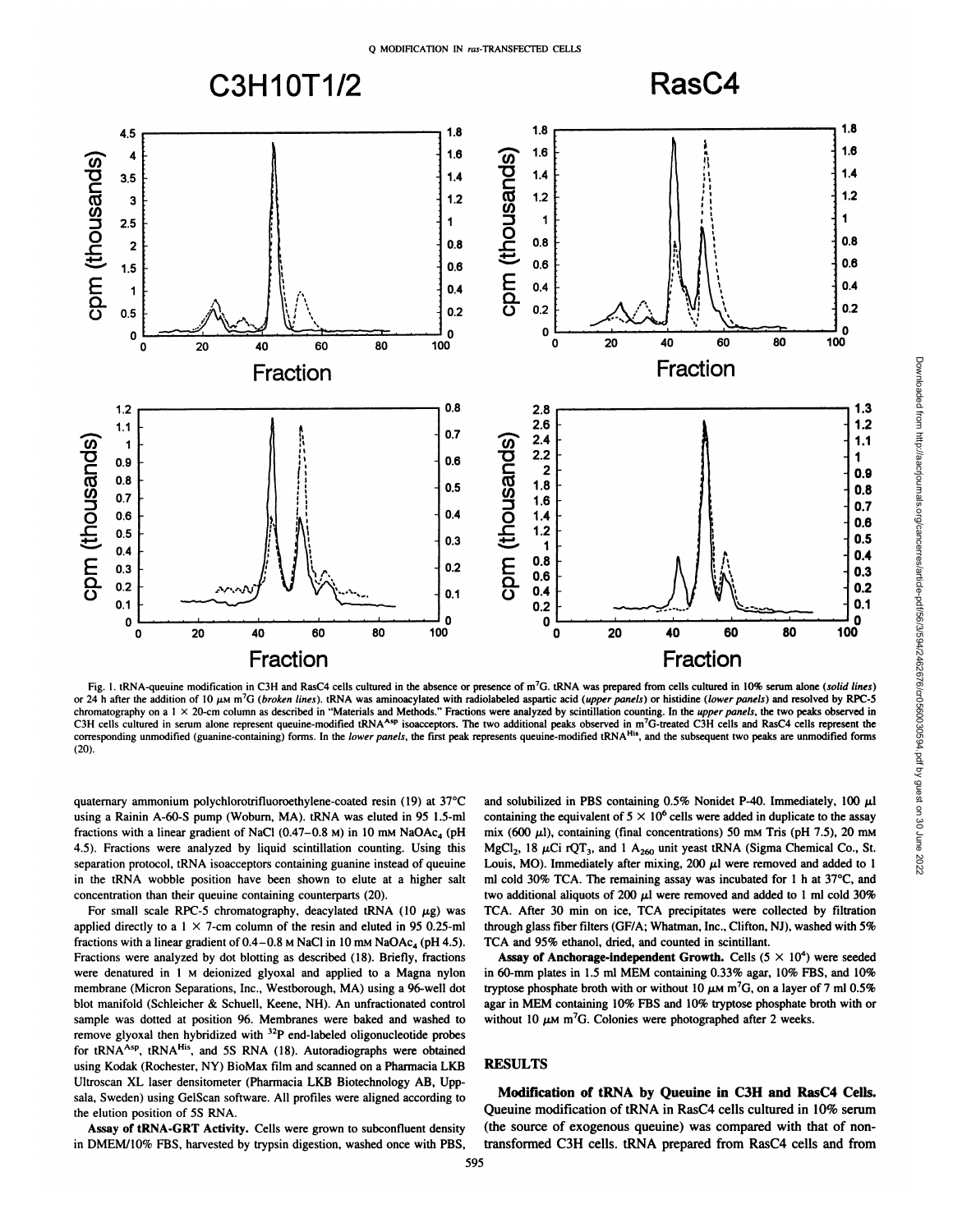Fig. 1. tRNA-queuine modification in C3H and RasC4 cells cultured in the absence or presence of $m^7G$. tRNA was prepared from cells cultured in 10% serum alone (*solid lines*) or 24 h after the addition of 10 $\mu$M $m^7G$ (*broken lines*). tRNA was aminoacylated with radiolabeled aspartic acid (*upper panels*) or histidine (*lower panels*) and resolved by RPC-5 chromatography on a 1 × 20-cm column as described in "Materials and Methods." Fractions were analyzed by scintillation counting. In the *upper panels*, the two peaks observed in C3H cells cultured in serum alone represent queuine-modified $tRNA^{Asp}$ isoacceptors. The two additional peaks observed in $m^7G$-treated C3H cells and RasC4 cells represent the corresponding unmodified (guanine-containing) forms. In the *lower panels*, the first peak represents queuine-modified $tRNA^{His}$, and the subsequent two peaks are unmodified forms (20).

quaternary ammonium polychlorotrifluoroethylene-coated resin (19) at 37°C using a Rainin A-60-S pump (Woburn, MA). tRNA was eluted in 95 1.5-ml fractions with a linear gradient of NaCl (0.47–0.8 M) in 10 mM $NaOAc_4$ (pH 4.5). Fractions were analyzed by liquid scintillation counting. Using this separation protocol, tRNA isoacceptors containing guanine instead of queuine in the tRNA wobble position have been shown to elute at a higher salt concentration than their queuine containing counterparts (20).

For small scale RPC-5 chromatography, deacylated tRNA (10 $\mu$g) was applied directly to a 1 × 7-cm column of the resin and eluted in 95 0.25-ml fractions with a linear gradient of 0.4–0.8 M NaCl in 10 mM $NaOAc_4$ (pH 4.5). Fractions were analyzed by dot blotting as described (18). Briefly, fractions were denatured in 1 M deionized glyoxal and applied to a Magna nylon membrane (Micron Separations, Inc., Westborough, MA) using a 96-well dot blot manifold (Schleicher & Schuell, Keene, NH). An unfractionated control sample was dotted at position 96. Membranes were baked and washed to remove glyoxal then hybridized with $^{32}P$ end-labeled oligonucleotide probes for $tRNA^{Asp}$, $tRNA^{His}$, and 5S RNA (18). Autoradiographs were obtained using Kodak (Rochester, NY) BioMax film and scanned on a Pharmacia LKB Ultroscan XL laser densitometer (Pharmacia LKB Biotechnology AB, Uppsala, Sweden) using GelScan software. All profiles were aligned according to the elution position of 5S RNA.

**Assay of tRNA-GRT Activity.** Cells were grown to subconfluent density in DMEM/10% FBS, harvested by trypsin digestion, washed once with PBS, and solubilized in PBS containing 0.5% Nonidet P-40. Immediately, 100 $\mu$l containing the equivalent of $5 \times 10^6$ cells were added in duplicate to the assay mix (600 $\mu$l), containing (final concentrations) 50 mM Tris (pH 7.5), 20 mM $MgCl_2$, 18 $\mu$Ci $rQT_3$, and 1 $A_{260}$ unit yeast tRNA (Sigma Chemical Co., St. Louis, MO). Immediately after mixing, 200 $\mu$l were removed and added to 1 ml cold 30% TCA. The remaining assay was incubated for 1 h at 37°C, and two additional aliquots of 200 $\mu$l were removed and added to 1 ml cold 30% TCA. After 30 min on ice, TCA precipitates were collected by filtration through glass fiber filters (GF/A; Whatman, Inc., Clifton, NJ), washed with 5% TCA and 95% ethanol, dried, and counted in scintillant.

**Assay of Anchorage-independent Growth.** Cells ($5 \times 10^4$) were seeded in 60-mm plates in 1.5 ml MEM containing 0.33% agar, 10% FBS, and 10% tryptose phosphate broth with or without 10 $\mu$M $m^7G$, on a layer of 7 ml 0.5% agar in MEM containing 10% FBS and 10% tryptose phosphate broth with or without 10 $\mu$M $m^7G$. Colonies were photographed after 2 weeks.

## RESULTS

**Modification of tRNA by Queuine in C3H and RasC4 Cells.** Queuine modification of tRNA in RasC4 cells cultured in 10% serum (the source of exogenous queuine) was compared with that of non-transformed C3H cells. tRNA prepared from RasC4 cells and from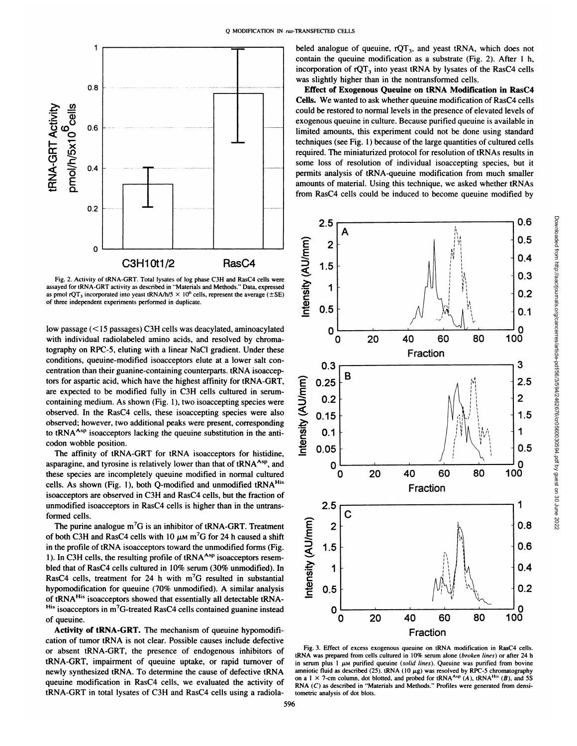Fig. 2. Activity of tRNA-GRT. Total lysates of log phase C3H and RasC4 cells were assayed for tRNA-GRT activity as described in "Materials and Methods." Data, expressed as pmol $rQT_3$ incorporated into yeast tRNA/h/5 × $10^6$ cells, represent the average (±SE) of three independent experiments performed in duplicate.

low passage (<15 passages) C3H cells was deacylated, aminoacylated with individual radiolabeled amino acids, and resolved by chromatography on RPC-5, eluting with a linear NaCl gradient. Under these conditions, queuine-modified isoacceptors elute at a lower salt concentration than their guanine-containing counterparts. tRNA isoacceptors for aspartic acid, which have the highest affinity for tRNA-GRT, are expected to be modified fully in C3H cells cultured in serum-containing medium. As shown (Fig. 1), two isoaccepting species were observed. In the RasC4 cells, these isoaccepting species were also observed; however, two additional peaks were present, corresponding to $tRNA^{Asp}$ isoacceptors lacking the queuine substitution in the anticodon wobble position.

The affinity of tRNA-GRT for tRNA isoacceptors for histidine, asparagine, and tyrosine is relatively lower than that of $tRNA^{Asp}$, and these species are incompletely queuine modified in normal cultured cells. As shown (Fig. 1), both Q-modified and unmodified $tRNA^{His}$ isoacceptors are observed in C3H and RasC4 cells, but the fraction of unmodified isoacceptors in RasC4 cells is higher than in the untransformed cells.

The purine analogue $m^7G$ is an inhibitor of tRNA-GRT. Treatment of both C3H and RasC4 cells with 10 μM $m^7G$ for 24 h caused a shift in the profile of tRNA isoacceptors toward the unmodified forms (Fig. 1). In C3H cells, the resulting profile of $tRNA^{Asp}$ isoacceptors resembled that of RasC4 cells cultured in 10% serum (30% unmodified). In RasC4 cells, treatment for 24 h with $m^7G$ resulted in substantial hypomodification for queuine (70% unmodified). A similar analysis of $tRNA^{His}$ isoacceptors showed that essentially all detectable $tRNA^{His}$ isoacceptors in $m^7G$-treated RasC4 cells contained guanine instead of queuine.

**Activity of tRNA-GRT.** The mechanism of queuine hypomodification of tumor tRNA is not clear. Possible causes include defective or absent tRNA-GRT, the presence of endogenous inhibitors of tRNA-GRT, impairment of queuine uptake, or rapid turnover of newly synthesized tRNA. To determine the cause of defective tRNA queuine modification in RasC4 cells, we evaluated the activity of tRNA-GRT in total lysates of C3H and RasC4 cells using a radiolabeled analogue of queuine, $rQT_3$, and yeast tRNA, which does not contain the queuine modification as a substrate (Fig. 2). After 1 h, incorporation of $rQT_3$ into yeast tRNA by lysates of the RasC4 cells was slightly higher than in the nontransformed cells.

**Effect of Exogenous Queuine on tRNA Modification in RasC4 Cells.** We wanted to ask whether queuine modification of RasC4 cells could be restored to normal levels in the presence of elevated levels of exogenous queuine in culture. Because purified queuine is available in limited amounts, this experiment could not be done using standard techniques (see Fig. 1) because of the large quantities of cultured cells required. The miniaturized protocol for resolution of tRNAs results in some loss of resolution of individual isoaccepting species, but it permits analysis of tRNA-queuine modification from much smaller amounts of material. Using this technique, we asked whether tRNAs from RasC4 cells could be induced to become queuine modified by

Fig. 3. Effect of excess exogenous queuine on tRNA modification in RasC4 cells. tRNA was prepared from cells cultured in 10% serum alone (*broken lines*) or after 24 h in serum plus 1 μM purified queuine (*solid lines*). Queuine was purified from bovine amniotic fluid as described (25). tRNA (10 μg) was resolved by RPC-5 chromatography on a 1 × 7-cm column, dot blotted, and probed for $tRNA^{Asp}$ (*A*), $tRNA^{His}$ (*B*), and 5S RNA (*C*) as described in "Materials and Methods." Profiles were generated from densitometric analysis of dot blots.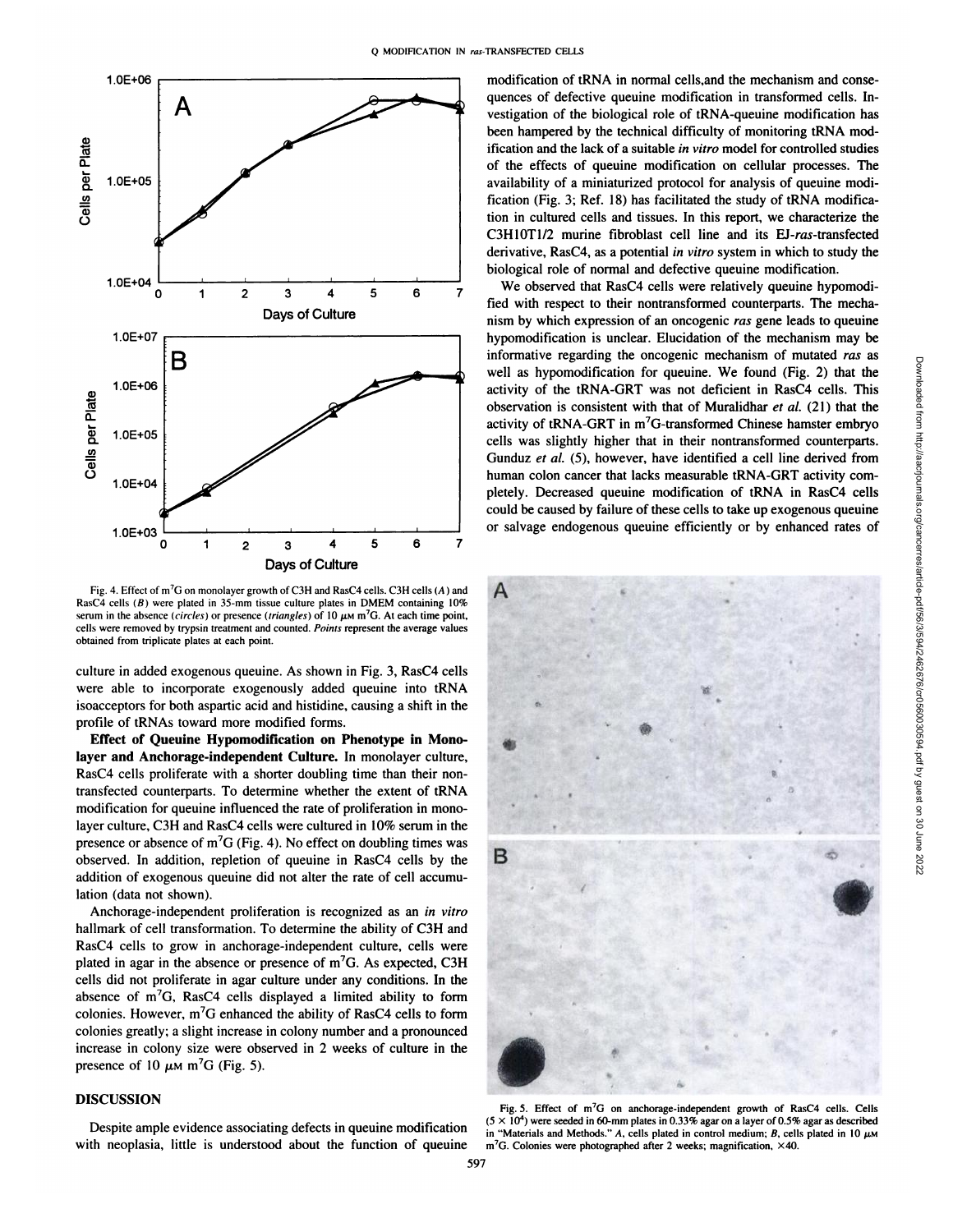Fig. 4. Effect of $m^7G$ on monolayer growth of C3H and RasC4 cells. C3H cells (*A*) and RasC4 cells (*B*) were plated in 35-mm tissue culture plates in DMEM containing 10% serum in the absence (*circles*) or presence (*triangles*) of 10 $\mu$M $m^7G$. At each time point, cells were removed by trypsin treatment and counted. *Points* represent the average values obtained from triplicate plates at each point.

culture in added exogenous queuine. As shown in Fig. 3, RasC4 cells were able to incorporate exogenously added queuine into tRNA isoacceptors for both aspartic acid and histidine, causing a shift in the profile of tRNAs toward more modified forms.

**Effect of Queuine Hypomodification on Phenotype in Monolayer and Anchorage-independent Culture.** In monolayer culture, RasC4 cells proliferate with a shorter doubling time than their nontransfected counterparts. To determine whether the extent of tRNA modification for queuine influenced the rate of proliferation in monolayer culture, C3H and RasC4 cells were cultured in 10% serum in the presence or absence of $m^7G$ (Fig. 4). No effect on doubling times was observed. In addition, repletion of queuine in RasC4 cells by the addition of exogenous queuine did not alter the rate of cell accumulation (data not shown).

Anchorage-independent proliferation is recognized as an *in vitro* hallmark of cell transformation. To determine the ability of C3H and RasC4 cells to grow in anchorage-independent culture, cells were plated in agar in the absence or presence of $m^7G$. As expected, C3H cells did not proliferate in agar culture under any conditions. In the absence of $m^7G$, RasC4 cells displayed a limited ability to form colonies. However, $m^7G$ enhanced the ability of RasC4 cells to form colonies greatly; a slight increase in colony number and a pronounced increase in colony size were observed in 2 weeks of culture in the presence of 10 $\mu$M $m^7G$ (Fig. 5).

## DISCUSSION

Despite ample evidence associating defects in queuine modification with neoplasia, little is understood about the function of queuine modification of tRNA in normal cells,and the mechanism and consequences of defective queuine modification in transformed cells. Investigation of the biological role of tRNA-queuine modification has been hampered by the technical difficulty of monitoring tRNA modification and the lack of a suitable *in vitro* model for controlled studies of the effects of queuine modification on cellular processes. The availability of a miniaturized protocol for analysis of queuine modification (Fig. 3; Ref. 18) has facilitated the study of tRNA modification in cultured cells and tissues. In this report, we characterize the C3H10T1/2 murine fibroblast cell line and its EJ-*ras*-transfected derivative, RasC4, as a potential *in vitro* system in which to study the biological role of normal and defective queuine modification.

We observed that RasC4 cells were relatively queuine hypomodified with respect to their nontransformed counterparts. The mechanism by which expression of an oncogenic *ras* gene leads to queuine hypomodification is unclear. Elucidation of the mechanism may be informative regarding the oncogenic mechanism of mutated *ras* as well as hypomodification for queuine. We found (Fig. 2) that the activity of the tRNA-GRT was not deficient in RasC4 cells. This observation is consistent with that of Muralidhar *et al.* (21) that the activity of tRNA-GRT in $m^7G$-transformed Chinese hamster embryo cells was slightly higher that in their nontransformed counterparts. Gunduz *et al.* (5), however, have identified a cell line derived from human colon cancer that lacks measurable tRNA-GRT activity completely. Decreased queuine modification of tRNA in RasC4 cells could be caused by failure of these cells to take up exogenous queuine or salvage endogenous queuine efficiently or by enhanced rates of

Fig. 5. Effect of $m^7G$ on anchorage-independent growth of RasC4 cells. Cells ($5 \times 10^4$) were seeded in 60-mm plates in 0.33% agar on a layer of 0.5% agar as described in "Materials and Methods." *A*, cells plated in control medium; *B*, cells plated in 10 $\mu$M $m^7G$. Colonies were photographed after 2 weeks; magnification, ×40.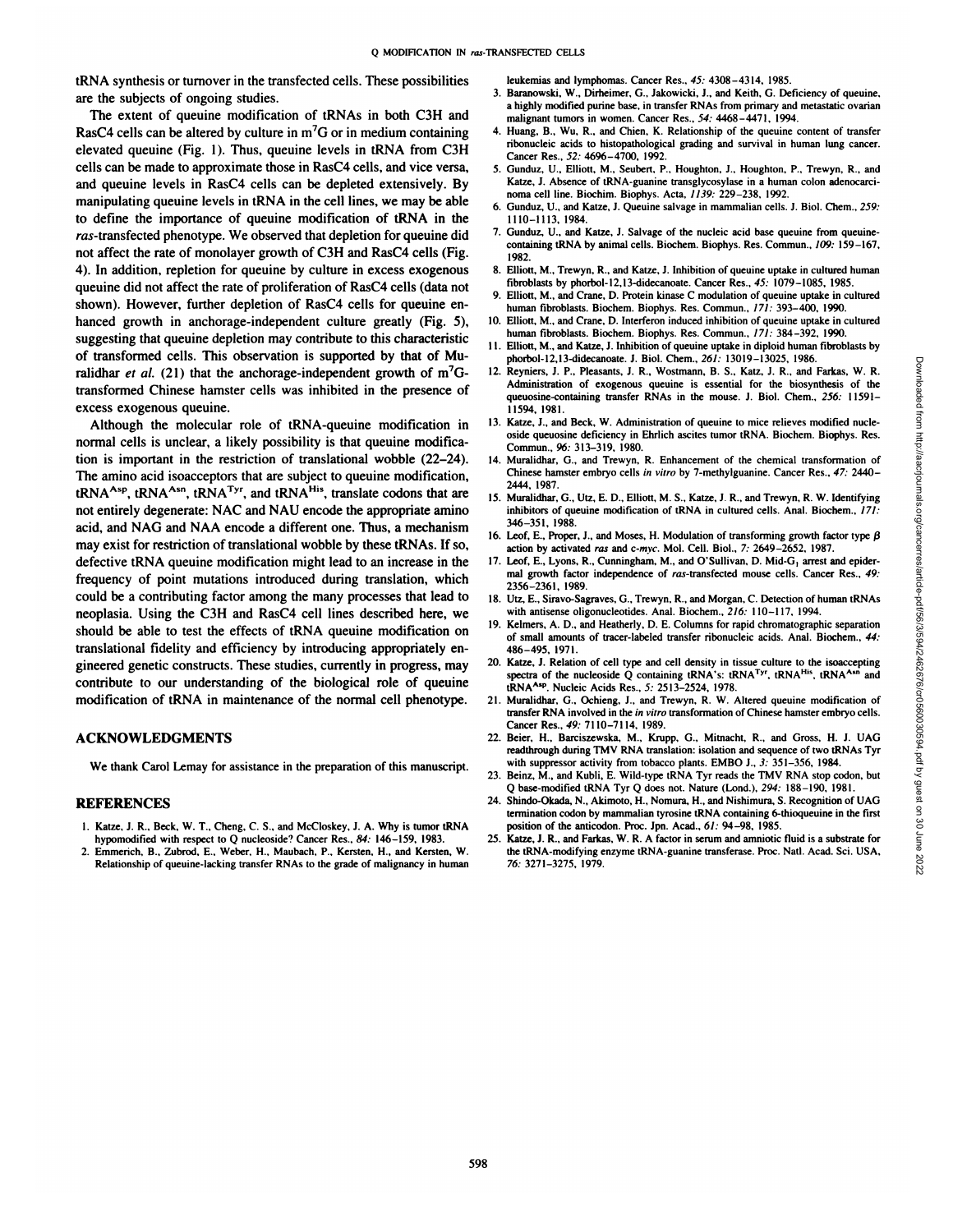tRNA synthesis or turnover in the transfected cells. These possibilities are the subjects of ongoing studies.

The extent of queuine modification of tRNAs in both C3H and RasC4 cells can be altered by culture in $m^7G$ or in medium containing elevated queuine (Fig. 1). Thus, queuine levels in tRNA from C3H cells can be made to approximate those in RasC4 cells, and vice versa, and queuine levels in RasC4 cells can be depleted extensively. By manipulating queuine levels in tRNA in the cell lines, we may be able to define the importance of queuine modification of tRNA in the *ras*-transfected phenotype. We observed that depletion for queuine did not affect the rate of monolayer growth of C3H and RasC4 cells (Fig. 4). In addition, repletion for queuine by culture in excess exogenous queuine did not affect the rate of proliferation of RasC4 cells (data not shown). However, further depletion of RasC4 cells for queuine enhanced growth in anchorage-independent culture greatly (Fig. 5), suggesting that queuine depletion may contribute to this characteristic of transformed cells. This observation is supported by that of Muralidhar *et al.* (21) that the anchorage-independent growth of $m^7G$-transformed Chinese hamster cells was inhibited in the presence of excess exogenous queuine.

Although the molecular role of tRNA-queuine modification in normal cells is unclear, a likely possibility is that queuine modification is important in the restriction of translational wobble (22–24). The amino acid isoacceptors that are subject to queuine modification, $tRNA^{Asp}$, $tRNA^{Asn}$, $tRNA^{Tyr}$, and $tRNA^{His}$, translate codons that are not entirely degenerate: NAC and NAU encode the appropriate amino acid, and NAG and NAA encode a different one. Thus, a mechanism may exist for restriction of translational wobble by these tRNAs. If so, defective tRNA queuine modification might lead to an increase in the frequency of point mutations introduced during translation, which could be a contributing factor among the many processes that lead to neoplasia. Using the C3H and RasC4 cell lines described here, we should be able to test the effects of tRNA queuine modification on translational fidelity and efficiency by introducing appropriately engineered genetic constructs. These studies, currently in progress, may contribute to our understanding of the biological role of queuine modification of tRNA in maintenance of the normal cell phenotype.

## ACKNOWLEDGMENTS

We thank Carol Lemay for assistance in the preparation of this manuscript.

## REFERENCES

1. Katze, J. R., Beck, W. T., Cheng, C. S., and McCloskey, J. A. Why is tumor tRNA hypomodified with respect to Q nucleoside? Cancer Res., *84:* 146–159, 1983.
2. Emmerich, B., Zubrod, E., Weber, H., Maubach, P., Kersten, H., and Kersten, W. Relationship of queuine-lacking transfer RNAs to the grade of malignancy in human leukemias and lymphomas. Cancer Res., *45:* 4308–4314, 1985.
3. Baranowski, W., Dirheimer, G., Jakowicki, J., and Keith, G. Deficiency of queuine, a highly modified purine base, in transfer RNAs from primary and metastatic ovarian malignant tumors in women. Cancer Res., *54:* 4468–4471, 1994.
4. Huang, B., Wu, R., and Chien, K. Relationship of the queuine content of transfer ribonucleic acids to histopathological grading and survival in human lung cancer. Cancer Res., *52:* 4696–4700, 1992.
5. Gunduz, U., Elliott, M., Seubert, P., Houghton, J., Houghton, P., Trewyn, R., and Katze, J. Absence of tRNA-guanine transglycosylase in a human colon adenocarcinoma cell line. Biochim. Biophys. Acta, *1139:* 229–238, 1992.
6. Gunduz, U., and Katze, J. Queuine salvage in mammalian cells. J. Biol. Chem., *259:* 1110–1113, 1984.
7. Gunduz, U., and Katze, J. Salvage of the nucleic acid base queuine from queuine-containing tRNA by animal cells. Biochem. Biophys. Res. Commun., *109:* 159–167, 1982.
8. Elliott, M., Trewyn, R., and Katze, J. Inhibition of queuine uptake in cultured human fibroblasts by phorbol-12,13-didecanoate. Cancer Res., *45:* 1079–1085, 1985.
9. Elliott, M., and Crane, D. Protein kinase C modulation of queuine uptake in cultured human fibroblasts. Biochem. Biophys. Res. Commun., *171:* 393–400, 1990.
10. Elliott, M., and Crane, D. Interferon induced inhibition of queuine uptake in cultured human fibroblasts. Biochem. Biophys. Res. Commun., *171:* 384–392, 1990.
11. Elliott, M., and Katze, J. Inhibition of queuine uptake in diploid human fibroblasts by phorbol-12,13-didecanoate. J. Biol. Chem., *261:* 13019–13025, 1986.
12. Reyniers, J. P., Pleasants, J. R., Wostmann, B. S., Katz, J. R., and Farkas, W. R. Administration of exogenous queuine is essential for the biosynthesis of the queuosine-containing transfer RNAs in the mouse. J. Biol. Chem., *256:* 11591–11594, 1981.
13. Katze, J., and Beck, W. Administration of queuine to mice relieves modified nucleoside queuosine deficiency in Ehrlich ascites tumor tRNA. Biochem. Biophys. Res. Commun., *96:* 313–319, 1980.
14. Muralidhar, G., and Trewyn, R. Enhancement of the chemical transformation of Chinese hamster embryo cells *in vitro* by 7-methylguanine. Cancer Res., *47:* 2440–2444, 1987.
15. Muralidhar, G., Utz, E. D., Elliott, M. S., Katze, J. R., and Trewyn, R. W. Identifying inhibitors of queuine modification of tRNA in cultured cells. Anal. Biochem., *171:* 346–351, 1988.
16. Leof, E., Proper, J., and Moses, H. Modulation of transforming growth factor type β action by activated *ras* and c-*myc*. Mol. Cell. Biol., *7:* 2649–2652, 1987.
17. Leof, E., Lyons, R., Cunningham, M., and O'Sullivan, D. Mid-$G_1$ arrest and epidermal growth factor independence of *ras*-transfected mouse cells. Cancer Res., *49:* 2356–2361, 1989.
18. Utz, E., Siravo-Sagraves, G., Trewyn, R., and Morgan, C. Detection of human tRNAs with antisense oligonucleotides. Anal. Biochem., *216:* 110–117, 1994.
19. Kelmers, A. D., and Heatherly, D. E. Columns for rapid chromatographic separation of small amounts of tracer-labeled transfer ribonucleic acids. Anal. Biochem., *44:* 486–495, 1971.
20. Katze, J. Relation of cell type and cell density in tissue culture to the isoaccepting spectra of the nucleoside Q containing tRNA's: $tRNA^{Tyr}$, $tRNA^{His}$, $tRNA^{Asn}$ and $tRNA^{Asp}$. Nucleic Acids Res., *5:* 2513–2524, 1978.
21. Muralidhar, G., Ochieng, J., and Trewyn, R. W. Altered queuine modification of transfer RNA involved in the *in vitro* transformation of Chinese hamster embryo cells. Cancer Res., *49:* 7110–7114, 1989.
22. Beier, H., Barciszewska, M., Krupp, G., Mitnacht, R., and Gross, H. J. UAG readthrough during TMV RNA translation: isolation and sequence of two tRNAs Tyr with suppressor activity from tobacco plants. EMBO J., *3:* 351–356, 1984.
23. Beinz, M., and Kubli, E. Wild-type tRNA Tyr reads the TMV RNA stop codon, but Q base-modified tRNA Tyr Q does not. Nature (Lond.), *294:* 188–190, 1981.
24. Shindo-Okada, N., Akimoto, H., Nomura, H., and Nishimura, S. Recognition of UAG termination codon by mammalian tyrosine tRNA containing 6-thioqueuine in the first position of the anticodon. Proc. Jpn. Acad., *61:* 94–98, 1985.
25. Katze, J. R., and Farkas, W. R. A factor in serum and amniotic fluid is a substrate for the tRNA-modifying enzyme tRNA-guanine transferase. Proc. Natl. Acad. Sci. USA, *76:* 3271–3275, 1979.